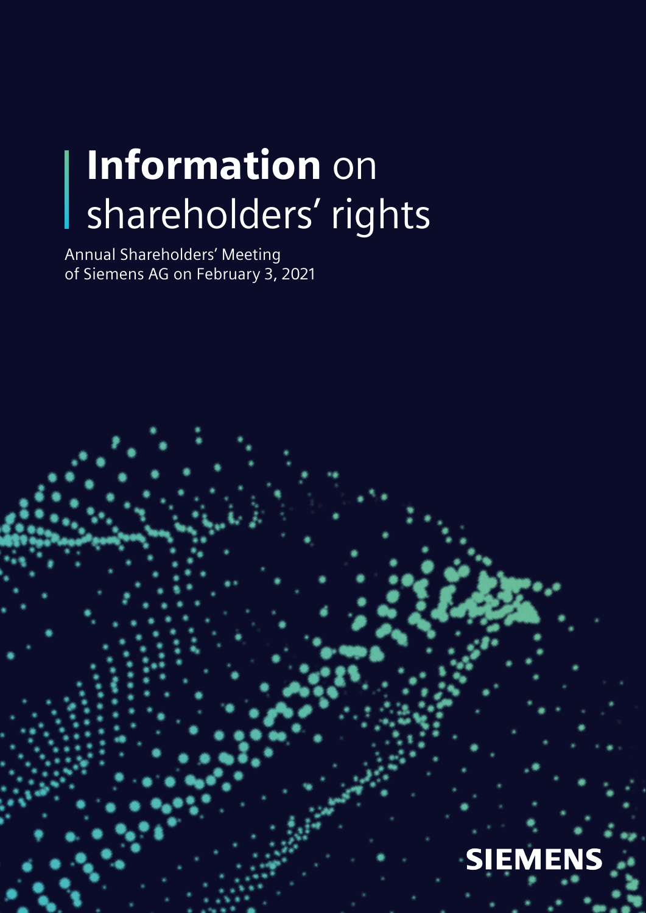# **Information** on shareholders' rights

Annual Shareholders' Meeting
of Siemens AG on February 3, 2021

SIEMENS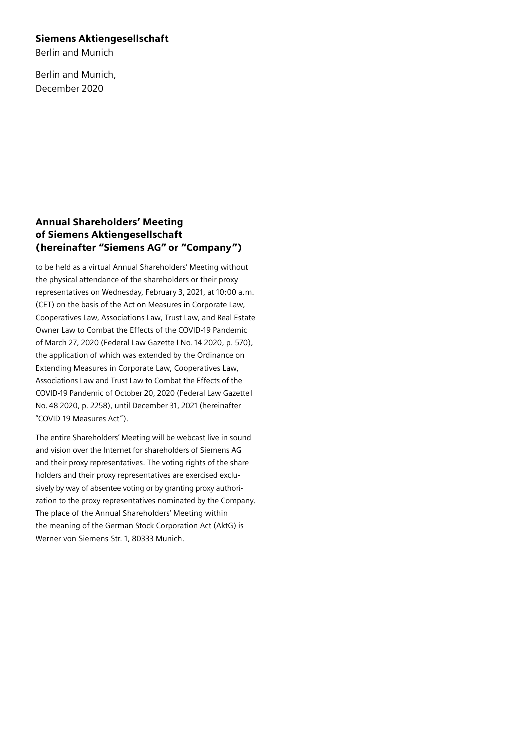**Siemens Aktiengesellschaft**
Berlin and Munich

Berlin and Munich,
December 2020

## Annual Shareholders' Meeting of Siemens Aktiengesellschaft (hereinafter "Siemens AG" or "Company")

to be held as a virtual Annual Shareholders' Meeting without the physical attendance of the shareholders or their proxy representatives on Wednesday, February 3, 2021, at 10:00 a.m. (CET) on the basis of the Act on Measures in Corporate Law, Cooperatives Law, Associations Law, Trust Law, and Real Estate Owner Law to Combat the Effects of the COVID-19 Pandemic of March 27, 2020 (Federal Law Gazette I No. 14 2020, p. 570), the application of which was extended by the Ordinance on Extending Measures in Corporate Law, Cooperatives Law, Associations Law and Trust Law to Combat the Effects of the COVID-19 Pandemic of October 20, 2020 (Federal Law Gazette I No. 48 2020, p. 2258), until December 31, 2021 (hereinafter "COVID-19 Measures Act").

The entire Shareholders' Meeting will be webcast live in sound and vision over the Internet for shareholders of Siemens AG and their proxy representatives. The voting rights of the shareholders and their proxy representatives are exercised exclusively by way of absentee voting or by granting proxy authorization to the proxy representatives nominated by the Company. The place of the Annual Shareholders' Meeting within the meaning of the German Stock Corporation Act (AktG) is Werner-von-Siemens-Str. 1, 80333 Munich.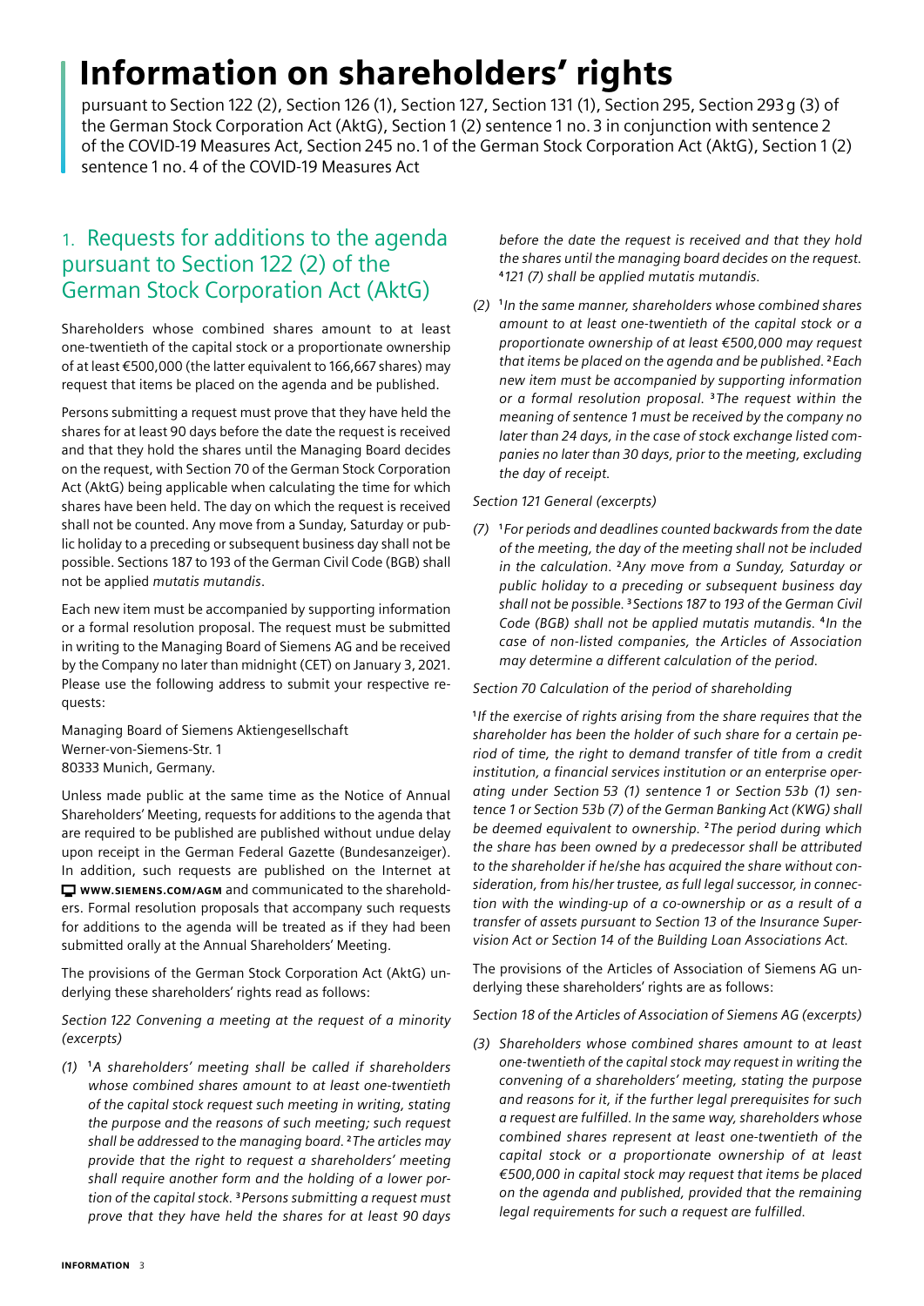# Information on shareholders' rights

pursuant to Section 122 (2), Section 126 (1), Section 127, Section 131 (1), Section 295, Section 293 g (3) of the German Stock Corporation Act (AktG), Section 1 (2) sentence 1 no. 3 in conjunction with sentence 2 of the COVID-19 Measures Act, Section 245 no. 1 of the German Stock Corporation Act (AktG), Section 1 (2) sentence 1 no. 4 of the COVID-19 Measures Act

## 1. Requests for additions to the agenda pursuant to Section 122 (2) of the German Stock Corporation Act (AktG)

Shareholders whose combined shares amount to at least one-twentieth of the capital stock or a proportionate ownership of at least €500,000 (the latter equivalent to 166,667 shares) may request that items be placed on the agenda and be published.

Persons submitting a request must prove that they have held the shares for at least 90 days before the date the request is received and that they hold the shares until the Managing Board decides on the request, with Section 70 of the German Stock Corporation Act (AktG) being applicable when calculating the time for which shares have been held. The day on which the request is received shall not be counted. Any move from a Sunday, Saturday or public holiday to a preceding or subsequent business day shall not be possible. Sections 187 to 193 of the German Civil Code (BGB) shall not be applied *mutatis mutandis*.

Each new item must be accompanied by supporting information or a formal resolution proposal. The request must be submitted in writing to the Managing Board of Siemens AG and be received by the Company no later than midnight (CET) on January 3, 2021. Please use the following address to submit your respective requests:

Managing Board of Siemens Aktiengesellschaft
Werner-von-Siemens-Str. 1
80333 Munich, Germany.

Unless made public at the same time as the Notice of Annual Shareholders' Meeting, requests for additions to the agenda that are required to be published are published without undue delay upon receipt in the German Federal Gazette (Bundesanzeiger). In addition, such requests are published on the Internet at **WWW.SIEMENS.COM/AGM** and communicated to the shareholders. Formal resolution proposals that accompany such requests for additions to the agenda will be treated as if they had been submitted orally at the Annual Shareholders' Meeting.

The provisions of the German Stock Corporation Act (AktG) underlying these shareholders' rights read as follows:

*Section 122 Convening a meeting at the request of a minority (excerpts)*

*(1) [1]A shareholders' meeting shall be called if shareholders whose combined shares amount to at least one-twentieth of the capital stock request such meeting in writing, stating the purpose and the reasons of such meeting; such request shall be addressed to the managing board. [2]The articles may provide that the right to request a shareholders' meeting shall require another form and the holding of a lower portion of the capital stock. [3]Persons submitting a request must prove that they have held the shares for at least 90 days before the date the request is received and that they hold the shares until the managing board decides on the request. [4]121 (7) shall be applied mutatis mutandis.*

*(2) [1]In the same manner, shareholders whose combined shares amount to at least one-twentieth of the capital stock or a proportionate ownership of at least €500,000 may request that items be placed on the agenda and be published. [2]Each new item must be accompanied by supporting information or a formal resolution proposal. [3]The request within the meaning of sentence 1 must be received by the company no later than 24 days, in the case of stock exchange listed companies no later than 30 days, prior to the meeting, excluding the day of receipt.*

*Section 121 General (excerpts)*

*(7) [1]For periods and deadlines counted backwards from the date of the meeting, the day of the meeting shall not be included in the calculation. [2]Any move from a Sunday, Saturday or public holiday to a preceding or subsequent business day shall not be possible. [3]Sections 187 to 193 of the German Civil Code (BGB) shall not be applied mutatis mutandis. [4]In the case of non-listed companies, the Articles of Association may determine a different calculation of the period.*

*Section 70 Calculation of the period of shareholding*

*[1]If the exercise of rights arising from the share requires that the shareholder has been the holder of such share for a certain period of time, the right to demand transfer of title from a credit institution, a financial services institution or an enterprise operating under Section 53 (1) sentence 1 or Section 53b (1) sentence 1 or Section 53b (7) of the German Banking Act (KWG) shall be deemed equivalent to ownership. [2]The period during which the share has been owned by a predecessor shall be attributed to the shareholder if he/she has acquired the share without consideration, from his/her trustee, as full legal successor, in connection with the winding-up of a co-ownership or as a result of a transfer of assets pursuant to Section 13 of the Insurance Supervision Act or Section 14 of the Building Loan Associations Act.*

The provisions of the Articles of Association of Siemens AG underlying these shareholders' rights are as follows:

*Section 18 of the Articles of Association of Siemens AG (excerpts)*

*(3) Shareholders whose combined shares amount to at least one-twentieth of the capital stock may request in writing the convening of a shareholders' meeting, stating the purpose and reasons for it, if the further legal prerequisites for such a request are fulfilled. In the same way, shareholders whose combined shares represent at least one-twentieth of the capital stock or a proportionate ownership of at least €500,000 in capital stock may request that items be placed on the agenda and published, provided that the remaining legal requirements for such a request are fulfilled.*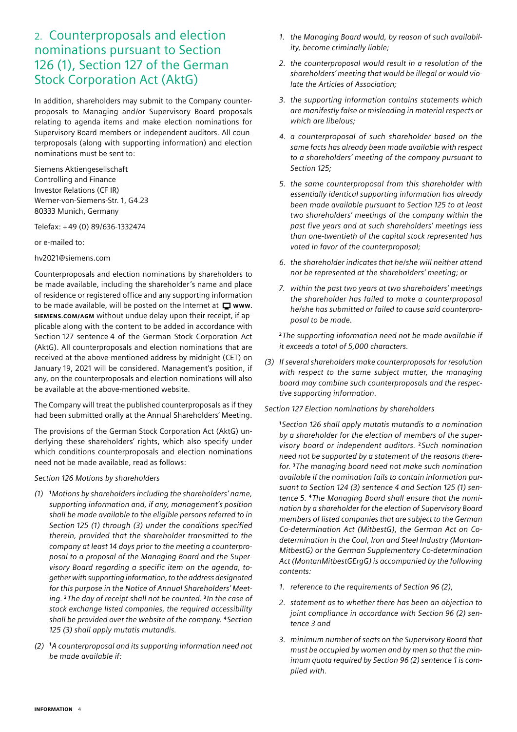## 2. Counterproposals and election nominations pursuant to Section 126 (1), Section 127 of the German Stock Corporation Act (AktG)

In addition, shareholders may submit to the Company counterproposals to Managing and/or Supervisory Board proposals relating to agenda items and make election nominations for Supervisory Board members or independent auditors. All counterproposals (along with supporting information) and election nominations must be sent to:

Siemens Aktiengesellschaft
Controlling and Finance
Investor Relations (CF IR)
Werner-von-Siemens-Str. 1, G4.23
80333 Munich, Germany

Telefax: +49 (0) 89/636-1332474

or e-mailed to:

hv2021@siemens.com

Counterproposals and election nominations by shareholders to be made available, including the shareholder's name and place of residence or registered office and any supporting information to be made available, will be posted on the Internet at **WWW.SIEMENS.COM/AGM** without undue delay upon their receipt, if applicable along with the content to be added in accordance with Section 127 sentence 4 of the German Stock Corporation Act (AktG). All counterproposals and election nominations that are received at the above-mentioned address by midnight (CET) on January 19, 2021 will be considered. Management's position, if any, on the counterproposals and election nominations will also be available at the above-mentioned website.

The Company will treat the published counterproposals as if they had been submitted orally at the Annual Shareholders' Meeting.

The provisions of the German Stock Corporation Act (AktG) underlying these shareholders' rights, which also specify under which conditions counterproposals and election nominations need not be made available, read as follows:

*Section 126 Motions by shareholders*

*(1)* *[1]Motions by shareholders including the shareholders' name, supporting information and, if any, management's position shall be made available to the eligible persons referred to in Section 125 (1) through (3) under the conditions specified therein, provided that the shareholder transmitted to the company at least 14 days prior to the meeting a counterproposal to a proposal of the Managing Board and the Supervisory Board regarding a specific item on the agenda, together with supporting information, to the address designated for this purpose in the Notice of Annual Shareholders' Meeting. [2]The day of receipt shall not be counted. [3]In the case of stock exchange listed companies, the required accessibility shall be provided over the website of the company. [4]Section 125 (3) shall apply mutatis mutandis.*

*(2)* *[1]A counterproposal and its supporting information need not be made available if:*

1. *the Managing Board would, by reason of such availability, become criminally liable;*
2. *the counterproposal would result in a resolution of the shareholders' meeting that would be illegal or would violate the Articles of Association;*
3. *the supporting information contains statements which are manifestly false or misleading in material respects or which are libelous;*
4. *a counterproposal of such shareholder based on the same facts has already been made available with respect to a shareholders' meeting of the company pursuant to Section 125;*
5. *the same counterproposal from this shareholder with essentially identical supporting information has already been made available pursuant to Section 125 to at least two shareholders' meetings of the company within the past five years and at such shareholders' meetings less than one-twentieth of the capital stock represented has voted in favor of the counterproposal;*
6. *the shareholder indicates that he/she will neither attend nor be represented at the shareholders' meeting; or*
7. *within the past two years at two shareholders' meetings the shareholder has failed to make a counterproposal he/she has submitted or failed to cause said counterproposal to be made.*

*[2]The supporting information need not be made available if it exceeds a total of 5,000 characters.*

*(3)* *If several shareholders make counterproposals for resolution with respect to the same subject matter, the managing board may combine such counterproposals and the respective supporting information.*

*Section 127 Election nominations by shareholders*

*[1]Section 126 shall apply mutatis mutandis to a nomination by a shareholder for the election of members of the supervisory board or independent auditors. [2]Such nomination need not be supported by a statement of the reasons therefor. [3]The managing board need not make such nomination available if the nomination fails to contain information pursuant to Section 124 (3) sentence 4 and Section 125 (1) sentence 5. [4]The Managing Board shall ensure that the nomination by a shareholder for the election of Supervisory Board members of listed companies that are subject to the German Co-determination Act (MitbestG), the German Act on Co-determination in the Coal, Iron and Steel Industry (Montan-MitbestG) or the German Supplementary Co-determination Act (MontanMitbestGErgG) is accompanied by the following contents:*

1. *reference to the requirements of Section 96 (2),*
2. *statement as to whether there has been an objection to joint compliance in accordance with Section 96 (2) sentence 3 and*
3. *minimum number of seats on the Supervisory Board that must be occupied by women and by men so that the minimum quota required by Section 96 (2) sentence 1 is complied with.*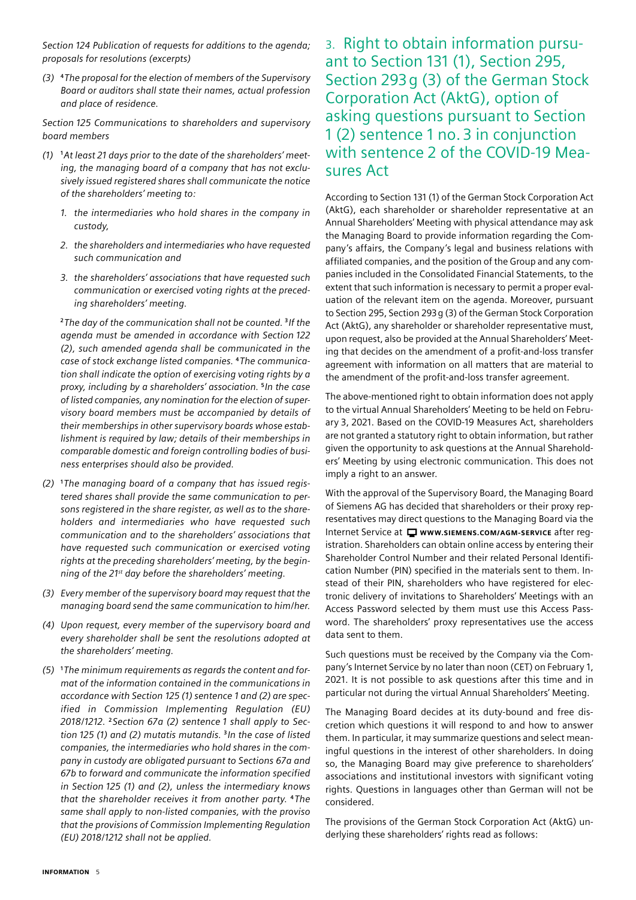*Section 124 Publication of requests for additions to the agenda; proposals for resolutions (excerpts)*

*(3) [4]The proposal for the election of members of the Supervisory Board or auditors shall state their names, actual profession and place of residence.*

*Section 125 Communications to shareholders and supervisory board members*

*(1) [1]At least 21 days prior to the date of the shareholders' meeting, the managing board of a company that has not exclusively issued registered shares shall communicate the notice of the shareholders' meeting to:*

1. *the intermediaries who hold shares in the company in custody,*
2. *the shareholders and intermediaries who have requested such communication and*
3. *the shareholders' associations that have requested such communication or exercised voting rights at the preceding shareholders' meeting.*

*[2]The day of the communication shall not be counted. [3]If the agenda must be amended in accordance with Section 122 (2), such amended agenda shall be communicated in the case of stock exchange listed companies. [4]The communication shall indicate the option of exercising voting rights by a proxy, including by a shareholders' association. [5]In the case of listed companies, any nomination for the election of supervisory board members must be accompanied by details of their memberships in other supervisory boards whose establishment is required by law; details of their memberships in comparable domestic and foreign controlling bodies of business enterprises should also be provided.*

*(2) [1]The managing board of a company that has issued registered shares shall provide the same communication to persons registered in the share register, as well as to the shareholders and intermediaries who have requested such communication and to the shareholders' associations that have requested such communication or exercised voting rights at the preceding shareholders' meeting, by the beginning of the 21st day before the shareholders' meeting.*

*(3) Every member of the supervisory board may request that the managing board send the same communication to him/her.*

*(4) Upon request, every member of the supervisory board and every shareholder shall be sent the resolutions adopted at the shareholders' meeting.*

*(5) [1]The minimum requirements as regards the content and format of the information contained in the communications in accordance with Section 125 (1) sentence 1 and (2) are specified in Commission Implementing Regulation (EU) 2018/1212. [2]Section 67a (2) sentence 1 shall apply to Section 125 (1) and (2) mutatis mutandis. [3]In the case of listed companies, the intermediaries who hold shares in the company in custody are obligated pursuant to Sections 67a and 67b to forward and communicate the information specified in Section 125 (1) and (2), unless the intermediary knows that the shareholder receives it from another party. [4]The same shall apply to non-listed companies, with the proviso that the provisions of Commission Implementing Regulation (EU) 2018/1212 shall not be applied.*

## 3. Right to obtain information pursuant to Section 131 (1), Section 295, Section 293g (3) of the German Stock Corporation Act (AktG), option of asking questions pursuant to Section 1 (2) sentence 1 no. 3 in conjunction with sentence 2 of the COVID-19 Measures Act

According to Section 131 (1) of the German Stock Corporation Act (AktG), each shareholder or shareholder representative at an Annual Shareholders' Meeting with physical attendance may ask the Managing Board to provide information regarding the Company's affairs, the Company's legal and business relations with affiliated companies, and the position of the Group and any companies included in the Consolidated Financial Statements, to the extent that such information is necessary to permit a proper evaluation of the relevant item on the agenda. Moreover, pursuant to Section 295, Section 293g (3) of the German Stock Corporation Act (AktG), any shareholder or shareholder representative must, upon request, also be provided at the Annual Shareholders' Meeting that decides on the amendment of a profit-and-loss transfer agreement with information on all matters that are material to the amendment of the profit-and-loss transfer agreement.

The above-mentioned right to obtain information does not apply to the virtual Annual Shareholders' Meeting to be held on February 3, 2021. Based on the COVID-19 Measures Act, shareholders are not granted a statutory right to obtain information, but rather given the opportunity to ask questions at the Annual Shareholders' Meeting by using electronic communication. This does not imply a right to an answer.

With the approval of the Supervisory Board, the Managing Board of Siemens AG has decided that shareholders or their proxy representatives may direct questions to the Managing Board via the Internet Service at **WWW.SIEMENS.COM/AGM-SERVICE** after registration. Shareholders can obtain online access by entering their Shareholder Control Number and their related Personal Identification Number (PIN) specified in the materials sent to them. Instead of their PIN, shareholders who have registered for electronic delivery of invitations to Shareholders' Meetings with an Access Password selected by them must use this Access Password. The shareholders' proxy representatives use the access data sent to them.

Such questions must be received by the Company via the Company's Internet Service by no later than noon (CET) on February 1, 2021. It is not possible to ask questions after this time and in particular not during the virtual Annual Shareholders' Meeting.

The Managing Board decides at its duty-bound and free discretion which questions it will respond to and how to answer them. In particular, it may summarize questions and select meaningful questions in the interest of other shareholders. In doing so, the Managing Board may give preference to shareholders' associations and institutional investors with significant voting rights. Questions in languages other than German will not be considered.

The provisions of the German Stock Corporation Act (AktG) underlying these shareholders' rights read as follows: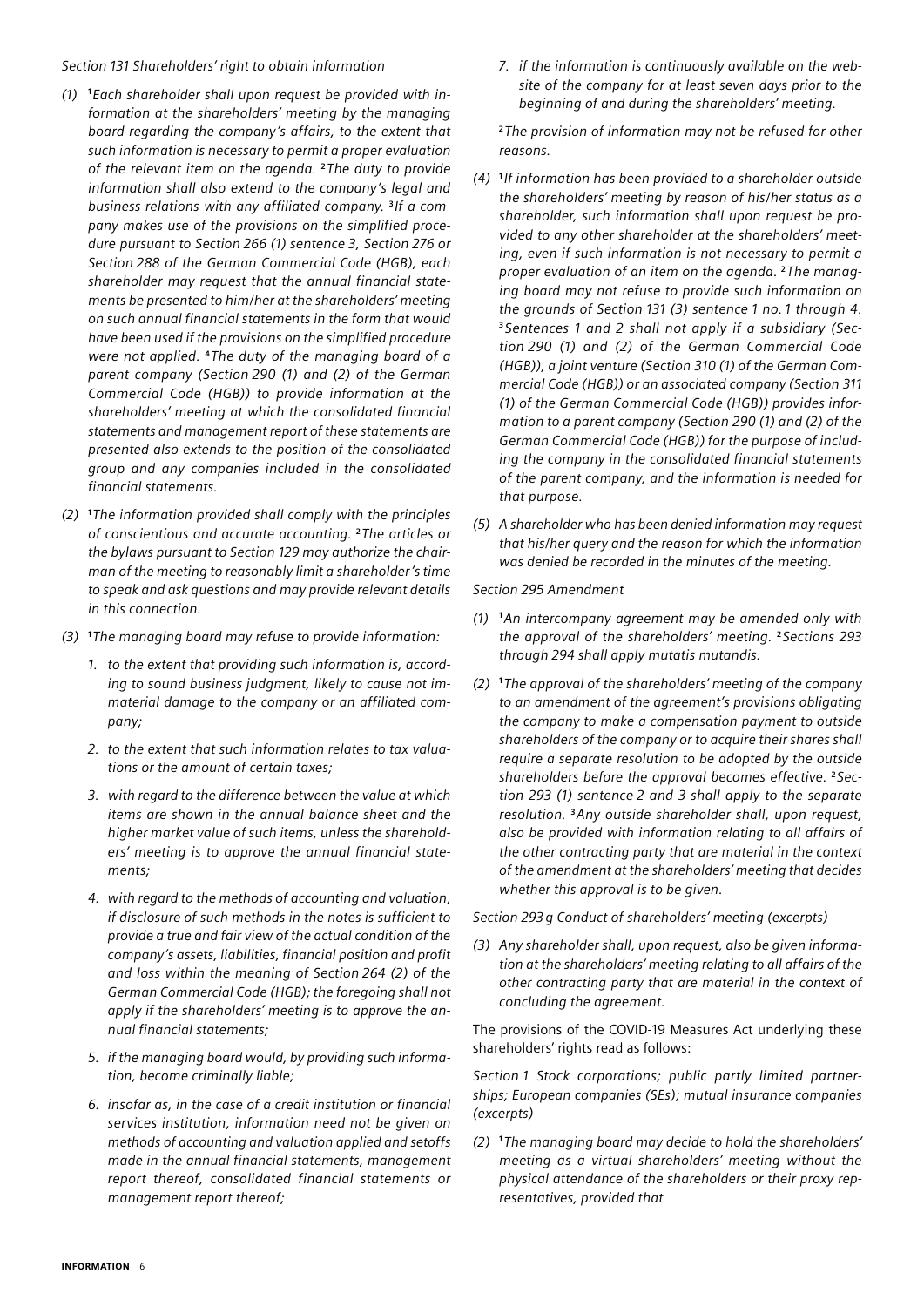*Section 131 Shareholders' right to obtain information*

*(1) [1]Each shareholder shall upon request be provided with information at the shareholders' meeting by the managing board regarding the company's affairs, to the extent that such information is necessary to permit a proper evaluation of the relevant item on the agenda. [2]The duty to provide information shall also extend to the company's legal and business relations with any affiliated company. [3]If a company makes use of the provisions on the simplified procedure pursuant to Section 266 (1) sentence 3, Section 276 or Section 288 of the German Commercial Code (HGB), each shareholder may request that the annual financial statements be presented to him/her at the shareholders' meeting on such annual financial statements in the form that would have been used if the provisions on the simplified procedure were not applied. [4]The duty of the managing board of a parent company (Section 290 (1) and (2) of the German Commercial Code (HGB)) to provide information at the shareholders' meeting at which the consolidated financial statements and management report of these statements are presented also extends to the position of the consolidated group and any companies included in the consolidated financial statements.*

*(2) [1]The information provided shall comply with the principles of conscientious and accurate accounting. [2]The articles or the bylaws pursuant to Section 129 may authorize the chairman of the meeting to reasonably limit a shareholder's time to speak and ask questions and may provide relevant details in this connection.*

*(3) [1]The managing board may refuse to provide information:*

1. *to the extent that providing such information is, according to sound business judgment, likely to cause not immaterial damage to the company or an affiliated company;*
2. *to the extent that such information relates to tax valuations or the amount of certain taxes;*
3. *with regard to the difference between the value at which items are shown in the annual balance sheet and the higher market value of such items, unless the shareholders' meeting is to approve the annual financial statements;*
4. *with regard to the methods of accounting and valuation, if disclosure of such methods in the notes is sufficient to provide a true and fair view of the actual condition of the company's assets, liabilities, financial position and profit and loss within the meaning of Section 264 (2) of the German Commercial Code (HGB); the foregoing shall not apply if the shareholders' meeting is to approve the annual financial statements;*
5. *if the managing board would, by providing such information, become criminally liable;*
6. *insofar as, in the case of a credit institution or financial services institution, information need not be given on methods of accounting and valuation applied and setoffs made in the annual financial statements, management report thereof, consolidated financial statements or management report thereof;*
7. *if the information is continuously available on the website of the company for at least seven days prior to the beginning of and during the shareholders' meeting.*

*[2]The provision of information may not be refused for other reasons.*

*(4) [1]If information has been provided to a shareholder outside the shareholders' meeting by reason of his/her status as a shareholder, such information shall upon request be provided to any other shareholder at the shareholders' meeting, even if such information is not necessary to permit a proper evaluation of an item on the agenda. [2]The managing board may not refuse to provide such information on the grounds of Section 131 (3) sentence 1 no. 1 through 4. [3]Sentences 1 and 2 shall not apply if a subsidiary (Section 290 (1) and (2) of the German Commercial Code (HGB)), a joint venture (Section 310 (1) of the German Commercial Code (HGB)) or an associated company (Section 311 (1) of the German Commercial Code (HGB)) provides information to a parent company (Section 290 (1) and (2) of the German Commercial Code (HGB)) for the purpose of including the company in the consolidated financial statements of the parent company, and the information is needed for that purpose.*

*(5) A shareholder who has been denied information may request that his/her query and the reason for which the information was denied be recorded in the minutes of the meeting.*

*Section 295 Amendment*

*(1) [1]An intercompany agreement may be amended only with the approval of the shareholders' meeting. [2]Sections 293 through 294 shall apply mutatis mutandis.*

*(2) [1]The approval of the shareholders' meeting of the company to an amendment of the agreement's provisions obligating the company to make a compensation payment to outside shareholders of the company or to acquire their shares shall require a separate resolution to be adopted by the outside shareholders before the approval becomes effective. [2]Section 293 (1) sentence 2 and 3 shall apply to the separate resolution. [3]Any outside shareholder shall, upon request, also be provided with information relating to all affairs of the other contracting party that are material in the context of the amendment at the shareholders' meeting that decides whether this approval is to be given.*

*Section 293 g Conduct of shareholders' meeting (excerpts)*

*(3) Any shareholder shall, upon request, also be given information at the shareholders' meeting relating to all affairs of the other contracting party that are material in the context of concluding the agreement.*

The provisions of the COVID-19 Measures Act underlying these shareholders' rights read as follows:

*Section 1 Stock corporations; public partly limited partnerships; European companies (SEs); mutual insurance companies (excerpts)*

*(2) [1]The managing board may decide to hold the shareholders' meeting as a virtual shareholders' meeting without the physical attendance of the shareholders or their proxy representatives, provided that*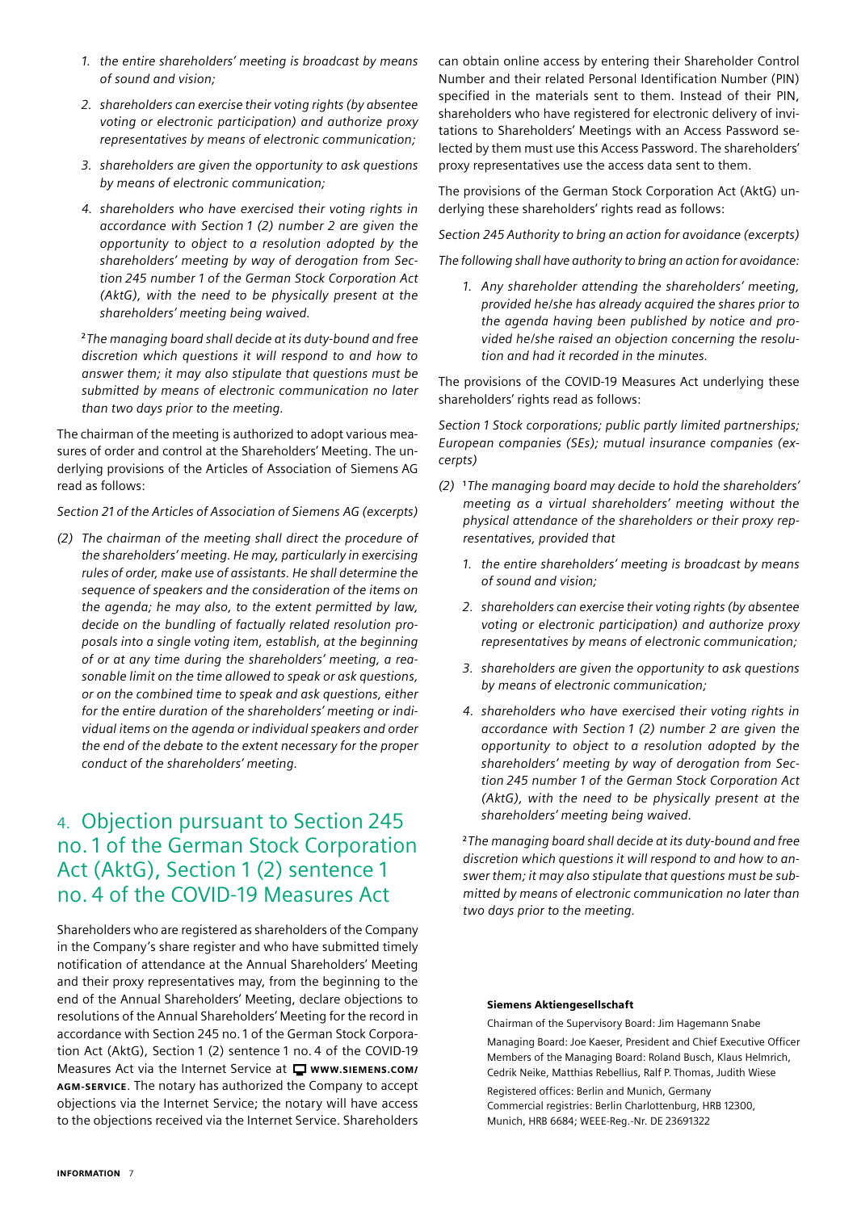1. *the entire shareholders' meeting is broadcast by means of sound and vision;*

2. *shareholders can exercise their voting rights (by absentee voting or electronic participation) and authorize proxy representatives by means of electronic communication;*

3. *shareholders are given the opportunity to ask questions by means of electronic communication;*

4. *shareholders who have exercised their voting rights in accordance with Section 1 (2) number 2 are given the opportunity to object to a resolution adopted by the shareholders' meeting by way of derogation from Section 245 number 1 of the German Stock Corporation Act (AktG), with the need to be physically present at the shareholders' meeting being waived.*

[2]*The managing board shall decide at its duty-bound and free discretion which questions it will respond to and how to answer them; it may also stipulate that questions must be submitted by means of electronic communication no later than two days prior to the meeting.*

The chairman of the meeting is authorized to adopt various measures of order and control at the Shareholders' Meeting. The underlying provisions of the Articles of Association of Siemens AG read as follows:

*Section 21 of the Articles of Association of Siemens AG (excerpts)*

*(2) The chairman of the meeting shall direct the procedure of the shareholders' meeting. He may, particularly in exercising rules of order, make use of assistants. He shall determine the sequence of speakers and the consideration of the items on the agenda; he may also, to the extent permitted by law, decide on the bundling of factually related resolution proposals into a single voting item, establish, at the beginning of or at any time during the shareholders' meeting, a reasonable limit on the time allowed to speak or ask questions, or on the combined time to speak and ask questions, either for the entire duration of the shareholders' meeting or individual items on the agenda or individual speakers and order the end of the debate to the extent necessary for the proper conduct of the shareholders' meeting.*

## 4. Objection pursuant to Section 245 no. 1 of the German Stock Corporation Act (AktG), Section 1 (2) sentence 1 no. 4 of the COVID-19 Measures Act

Shareholders who are registered as shareholders of the Company in the Company's share register and who have submitted timely notification of attendance at the Annual Shareholders' Meeting and their proxy representatives may, from the beginning to the end of the Annual Shareholders' Meeting, declare objections to resolutions of the Annual Shareholders' Meeting for the record in accordance with Section 245 no. 1 of the German Stock Corporation Act (AktG), Section 1 (2) sentence 1 no. 4 of the COVID-19 Measures Act via the Internet Service at **WWW.SIEMENS.COM/AGM-SERVICE**. The notary has authorized the Company to accept objections via the Internet Service; the notary will have access to the objections received via the Internet Service. Shareholders can obtain online access by entering their Shareholder Control Number and their related Personal Identification Number (PIN) specified in the materials sent to them. Instead of their PIN, shareholders who have registered for electronic delivery of invitations to Shareholders' Meetings with an Access Password selected by them must use this Access Password. The shareholders' proxy representatives use the access data sent to them.

The provisions of the German Stock Corporation Act (AktG) underlying these shareholders' rights read as follows:

*Section 245 Authority to bring an action for avoidance (excerpts)*

*The following shall have authority to bring an action for avoidance:*

1. *Any shareholder attending the shareholders' meeting, provided he/she has already acquired the shares prior to the agenda having been published by notice and provided he/she raised an objection concerning the resolution and had it recorded in the minutes.*

The provisions of the COVID-19 Measures Act underlying these shareholders' rights read as follows:

*Section 1 Stock corporations; public partly limited partnerships; European companies (SEs); mutual insurance companies (excerpts)*

*(2)* [1]*The managing board may decide to hold the shareholders' meeting as a virtual shareholders' meeting without the physical attendance of the shareholders or their proxy representatives, provided that*

1. *the entire shareholders' meeting is broadcast by means of sound and vision;*

2. *shareholders can exercise their voting rights (by absentee voting or electronic participation) and authorize proxy representatives by means of electronic communication;*

3. *shareholders are given the opportunity to ask questions by means of electronic communication;*

4. *shareholders who have exercised their voting rights in accordance with Section 1 (2) number 2 are given the opportunity to object to a resolution adopted by the shareholders' meeting by way of derogation from Section 245 number 1 of the German Stock Corporation Act (AktG), with the need to be physically present at the shareholders' meeting being waived.*

[2]*The managing board shall decide at its duty-bound and free discretion which questions it will respond to and how to answer them; it may also stipulate that questions must be submitted by means of electronic communication no later than two days prior to the meeting.*

**Siemens Aktiengesellschaft**

Chairman of the Supervisory Board: Jim Hagemann Snabe

Managing Board: Joe Kaeser, President and Chief Executive Officer
Members of the Managing Board: Roland Busch, Klaus Helmrich, Cedrik Neike, Matthias Rebellius, Ralf P. Thomas, Judith Wiese

Registered offices: Berlin and Munich, Germany
Commercial registries: Berlin Charlottenburg, HRB 12300, Munich, HRB 6684; WEEE-Reg.-Nr. DE 23691322